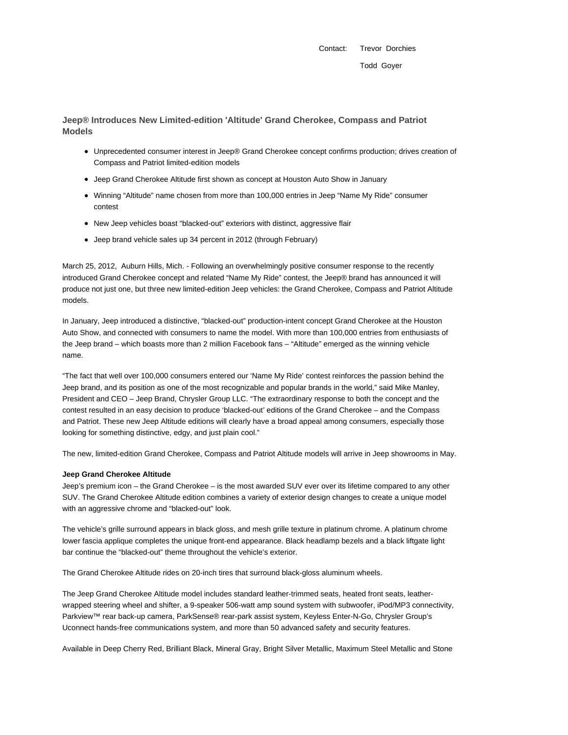Contact: Trevor Dorchies

Todd Goyer

## Jeep® Introduces New Limited-edition 'Altitude' Grand Cherokee, Compass and Patriot Models

- Unprecedented consumer interest in Jeep® Grand Cherokee concept confirms production; drives creation of Compass and Patriot limited-edition models
- Jeep Grand Cherokee Altitude first shown as concept at Houston Auto Show in January
- Winning "Altitude" name chosen from more than 100,000 entries in Jeep "Name My Ride" consumer contest
- New Jeep vehicles boast "blacked-out" exteriors with distinct, aggressive flair
- Jeep brand vehicle sales up 34 percent in 2012 (through February)

March 25, 2012, Auburn Hills, Mich. - Following an overwhelmingly positive consumer response to the recently introduced Grand Cherokee concept and related "Name My Ride" contest, the Jeep® brand has announced it will produce not just one, but three new limited-edition Jeep vehicles: the Grand Cherokee, Compass and Patriot Altitude models.

In January, Jeep introduced a distinctive, "blacked-out" production-intent concept Grand Cherokee at the Houston Auto Show, and connected with consumers to name the model. With more than 100,000 entries from enthusiasts of the Jeep brand – which boasts more than 2 million Facebook fans – "Altitude" emerged as the winning vehicle name.

"The fact that well over 100,000 consumers entered our 'Name My Ride' contest reinforces the passion behind the Jeep brand, and its position as one of the most recognizable and popular brands in the world," said Mike Manley, President and CEO – Jeep Brand, Chrysler Group LLC. "The extraordinary response to both the concept and the contest resulted in an easy decision to produce 'blacked-out' editions of the Grand Cherokee – and the Compass and Patriot. These new Jeep Altitude editions will clearly have a broad appeal among consumers, especially those looking for something distinctive, edgy, and just plain cool."

The new, limited-edition Grand Cherokee, Compass and Patriot Altitude models will arrive in Jeep showrooms in May.

**Jeep Grand Cherokee Altitude**

Jeep's premium icon – the Grand Cherokee – is the most awarded SUV ever over its lifetime compared to any other SUV. The Grand Cherokee Altitude edition combines a variety of exterior design changes to create a unique model with an aggressive chrome and "blacked-out" look.

The vehicle's grille surround appears in black gloss, and mesh grille texture in platinum chrome. A platinum chrome lower fascia applique completes the unique front-end appearance. Black headlamp bezels and a black liftgate light bar continue the "blacked-out" theme throughout the vehicle's exterior.

The Grand Cherokee Altitude rides on 20-inch tires that surround black-gloss aluminum wheels.

The Jeep Grand Cherokee Altitude model includes standard leather-trimmed seats, heated front seats, leather-wrapped steering wheel and shifter, a 9-speaker 506-watt amp sound system with subwoofer, iPod/MP3 connectivity, Parkview™ rear back-up camera, ParkSense® rear-park assist system, Keyless Enter-N-Go, Chrysler Group's Uconnect hands-free communications system, and more than 50 advanced safety and security features.

Available in Deep Cherry Red, Brilliant Black, Mineral Gray, Bright Silver Metallic, Maximum Steel Metallic and Stone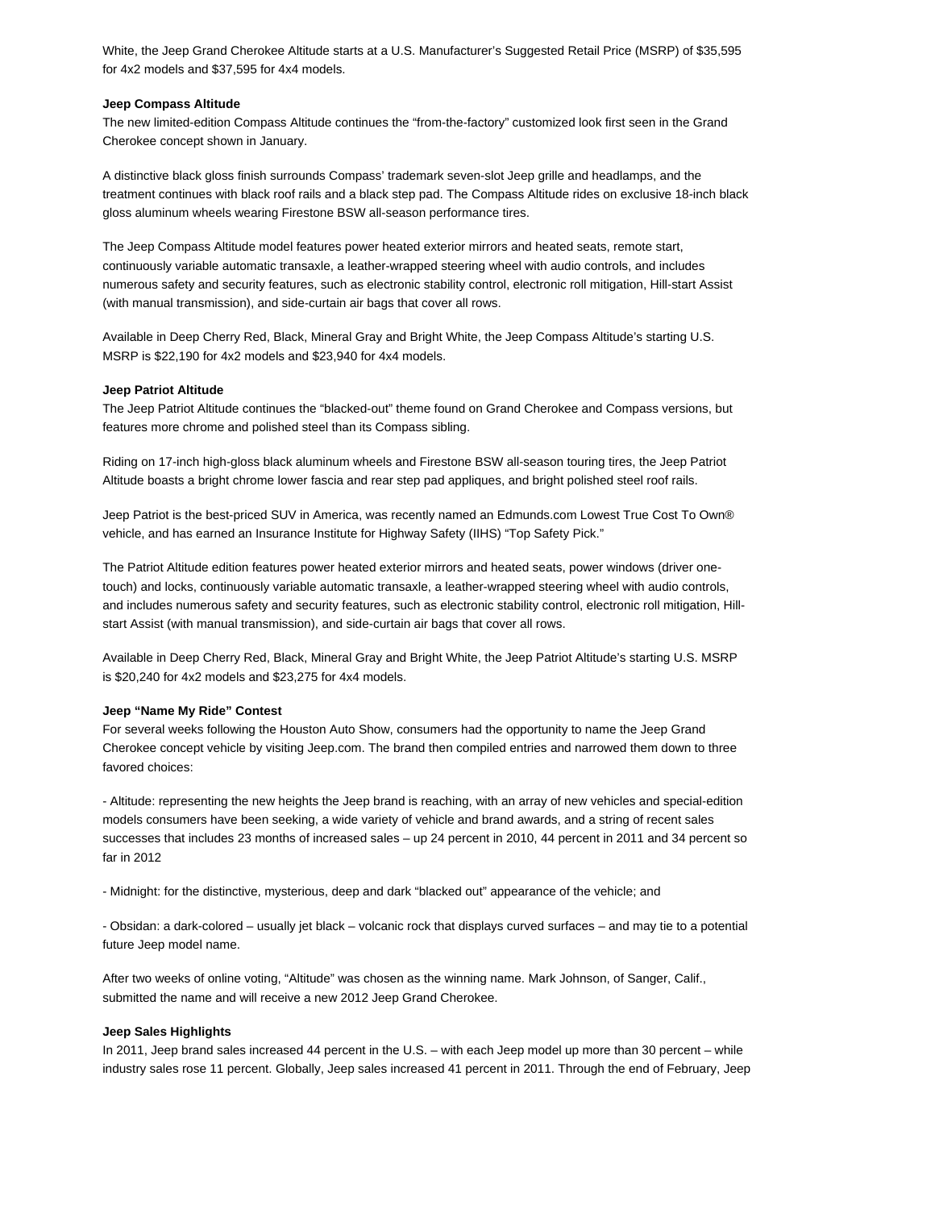White, the Jeep Grand Cherokee Altitude starts at a U.S. Manufacturer's Suggested Retail Price (MSRP) of $35,595 for 4x2 models and $37,595 for 4x4 models.

**Jeep Compass Altitude**

The new limited-edition Compass Altitude continues the "from-the-factory" customized look first seen in the Grand Cherokee concept shown in January.

A distinctive black gloss finish surrounds Compass' trademark seven-slot Jeep grille and headlamps, and the treatment continues with black roof rails and a black step pad. The Compass Altitude rides on exclusive 18-inch black gloss aluminum wheels wearing Firestone BSW all-season performance tires.

The Jeep Compass Altitude model features power heated exterior mirrors and heated seats, remote start, continuously variable automatic transaxle, a leather-wrapped steering wheel with audio controls, and includes numerous safety and security features, such as electronic stability control, electronic roll mitigation, Hill-start Assist (with manual transmission), and side-curtain air bags that cover all rows.

Available in Deep Cherry Red, Black, Mineral Gray and Bright White, the Jeep Compass Altitude's starting U.S. MSRP is $22,190 for 4x2 models and $23,940 for 4x4 models.

**Jeep Patriot Altitude**

The Jeep Patriot Altitude continues the "blacked-out" theme found on Grand Cherokee and Compass versions, but features more chrome and polished steel than its Compass sibling.

Riding on 17-inch high-gloss black aluminum wheels and Firestone BSW all-season touring tires, the Jeep Patriot Altitude boasts a bright chrome lower fascia and rear step pad appliques, and bright polished steel roof rails.

Jeep Patriot is the best-priced SUV in America, was recently named an Edmunds.com Lowest True Cost To Own® vehicle, and has earned an Insurance Institute for Highway Safety (IIHS) "Top Safety Pick."

The Patriot Altitude edition features power heated exterior mirrors and heated seats, power windows (driver one-touch) and locks, continuously variable automatic transaxle, a leather-wrapped steering wheel with audio controls, and includes numerous safety and security features, such as electronic stability control, electronic roll mitigation, Hill-start Assist (with manual transmission), and side-curtain air bags that cover all rows.

Available in Deep Cherry Red, Black, Mineral Gray and Bright White, the Jeep Patriot Altitude's starting U.S. MSRP is $20,240 for 4x2 models and $23,275 for 4x4 models.

**Jeep "Name My Ride" Contest**

For several weeks following the Houston Auto Show, consumers had the opportunity to name the Jeep Grand Cherokee concept vehicle by visiting Jeep.com. The brand then compiled entries and narrowed them down to three favored choices:

- Altitude: representing the new heights the Jeep brand is reaching, with an array of new vehicles and special-edition models consumers have been seeking, a wide variety of vehicle and brand awards, and a string of recent sales successes that includes 23 months of increased sales – up 24 percent in 2010, 44 percent in 2011 and 34 percent so far in 2012

- Midnight: for the distinctive, mysterious, deep and dark "blacked out" appearance of the vehicle; and

- Obsidan: a dark-colored – usually jet black – volcanic rock that displays curved surfaces – and may tie to a potential future Jeep model name.

After two weeks of online voting, "Altitude" was chosen as the winning name. Mark Johnson, of Sanger, Calif., submitted the name and will receive a new 2012 Jeep Grand Cherokee.

**Jeep Sales Highlights**

In 2011, Jeep brand sales increased 44 percent in the U.S. – with each Jeep model up more than 30 percent – while industry sales rose 11 percent. Globally, Jeep sales increased 41 percent in 2011. Through the end of February, Jeep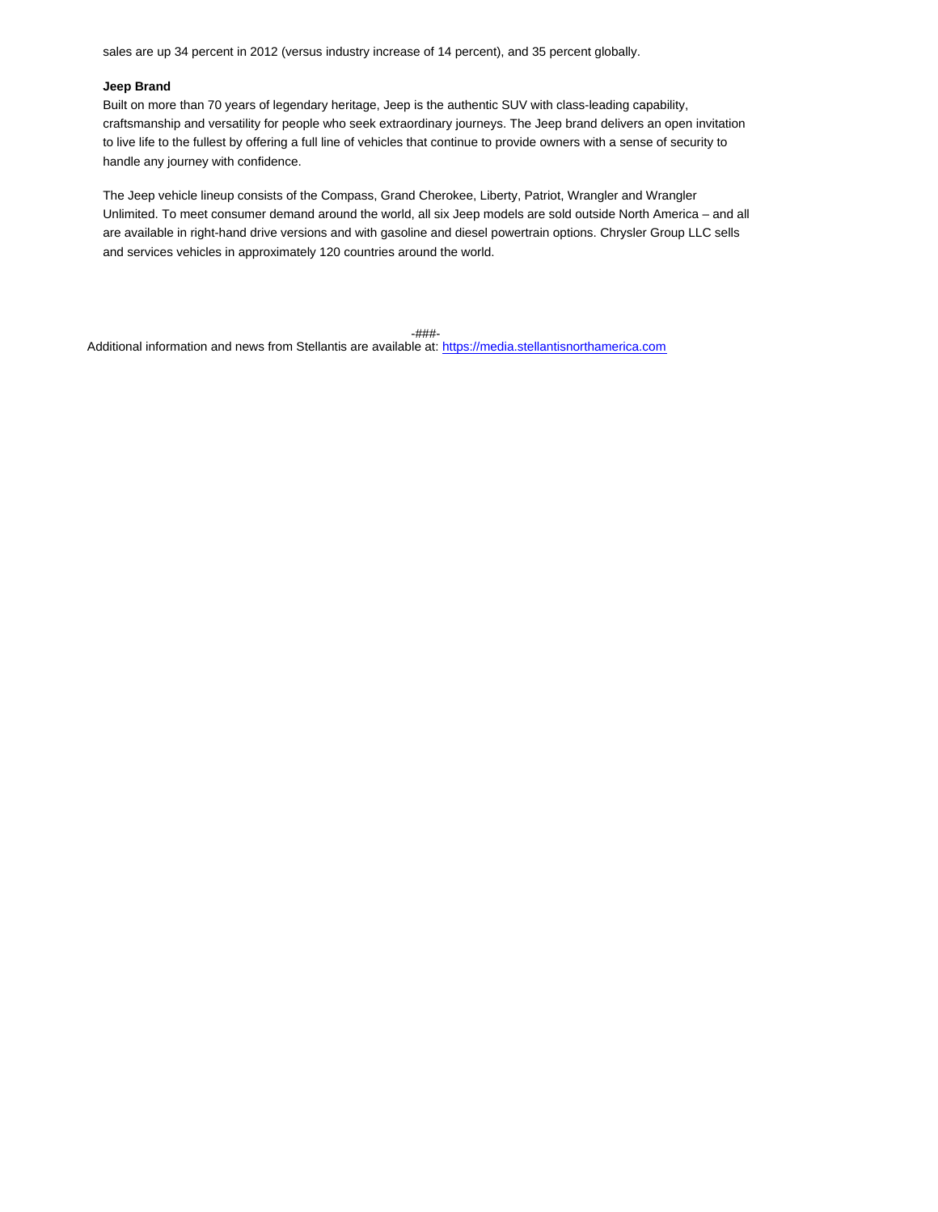sales are up 34 percent in 2012 (versus industry increase of 14 percent), and 35 percent globally.

**Jeep Brand**

Built on more than 70 years of legendary heritage, Jeep is the authentic SUV with class-leading capability, craftsmanship and versatility for people who seek extraordinary journeys. The Jeep brand delivers an open invitation to live life to the fullest by offering a full line of vehicles that continue to provide owners with a sense of security to handle any journey with confidence.

The Jeep vehicle lineup consists of the Compass, Grand Cherokee, Liberty, Patriot, Wrangler and Wrangler Unlimited. To meet consumer demand around the world, all six Jeep models are sold outside North America – and all are available in right-hand drive versions and with gasoline and diesel powertrain options. Chrysler Group LLC sells and services vehicles in approximately 120 countries around the world.

-###-

Additional information and news from Stellantis are available at: https://media.stellantisnorthamerica.com